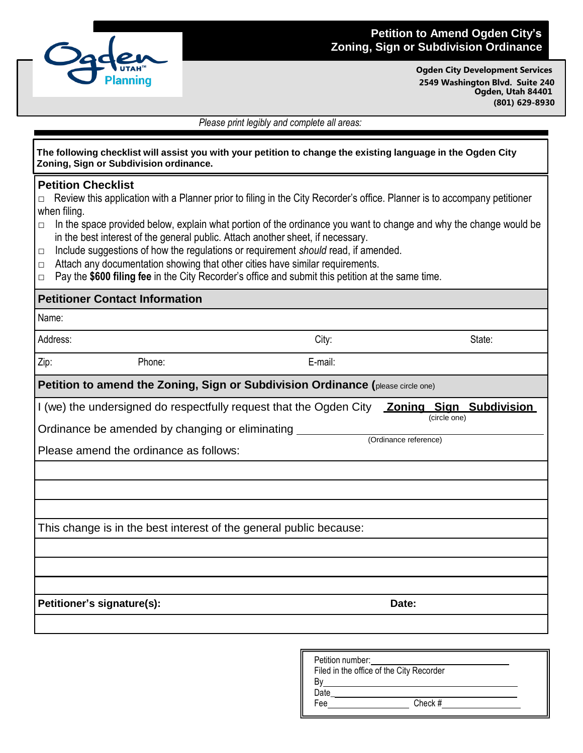# Petition to Amend Ogden City's Zoning, Sign or Subdivision Ordinance

**Ogden City Development Services**
**2549 Washington Blvd. Suite 240**
**Ogden, Utah 84401**
**(801) 629-8930**

*Please print legibly and complete all areas:*

**The following checklist will assist you with your petition to change the existing language in the Ogden City Zoning, Sign or Subdivision ordinance.**

## Petition Checklist

- ☐ Review this application with a Planner prior to filing in the City Recorder's office. Planner is to accompany petitioner when filing.
- ☐ In the space provided below, explain what portion of the ordinance you want to change and why the change would be in the best interest of the general public. Attach another sheet, if necessary.
- ☐ Include suggestions of how the regulations or requirement *should* read, if amended.
- ☐ Attach any documentation showing that other cities have similar requirements.
- ☐ Pay the **$600 filing fee** in the City Recorder's office and submit this petition at the same time.

## Petitioner Contact Information

Name:

Address: City: State:

Zip: Phone: E-mail:

## Petition to amend the Zoning, Sign or Subdivision Ordinance (please circle one)

I (we) the undersigned do respectfully request that the Ogden City **Zoning Sign Subdivision** (circle one)

Ordinance be amended by changing or eliminating ______________________ (Ordinance reference)

Please amend the ordinance as follows:

This change is in the best interest of the general public because:

**Petitioner's signature(s):** **Date:**

---

Petition number: ______________________
Filed in the office of the City Recorder
By ______________________
Date ______________________
Fee ____________ Check # ____________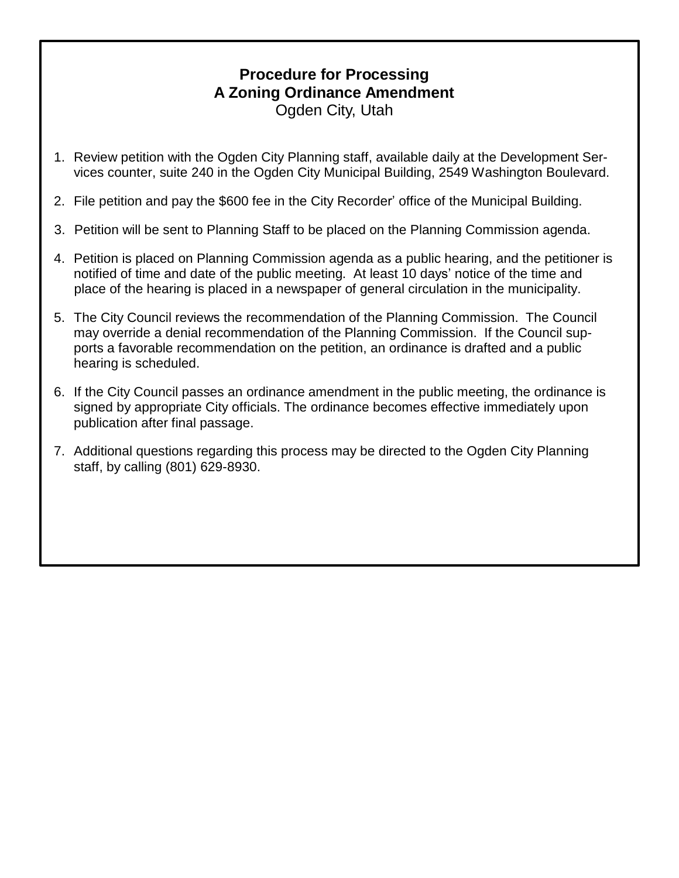**Procedure for Processing**
**A Zoning Ordinance Amendment**
Ogden City, Utah

1. Review petition with the Ogden City Planning staff, available daily at the Development Services counter, suite 240 in the Ogden City Municipal Building, 2549 Washington Boulevard.
2. File petition and pay the $600 fee in the City Recorder' office of the Municipal Building.
3. Petition will be sent to Planning Staff to be placed on the Planning Commission agenda.
4. Petition is placed on Planning Commission agenda as a public hearing, and the petitioner is notified of time and date of the public meeting. At least 10 days' notice of the time and place of the hearing is placed in a newspaper of general circulation in the municipality.
5. The City Council reviews the recommendation of the Planning Commission. The Council may override a denial recommendation of the Planning Commission. If the Council supports a favorable recommendation on the petition, an ordinance is drafted and a public hearing is scheduled.
6. If the City Council passes an ordinance amendment in the public meeting, the ordinance is signed by appropriate City officials. The ordinance becomes effective immediately upon publication after final passage.
7. Additional questions regarding this process may be directed to the Ogden City Planning staff, by calling (801) 629-8930.